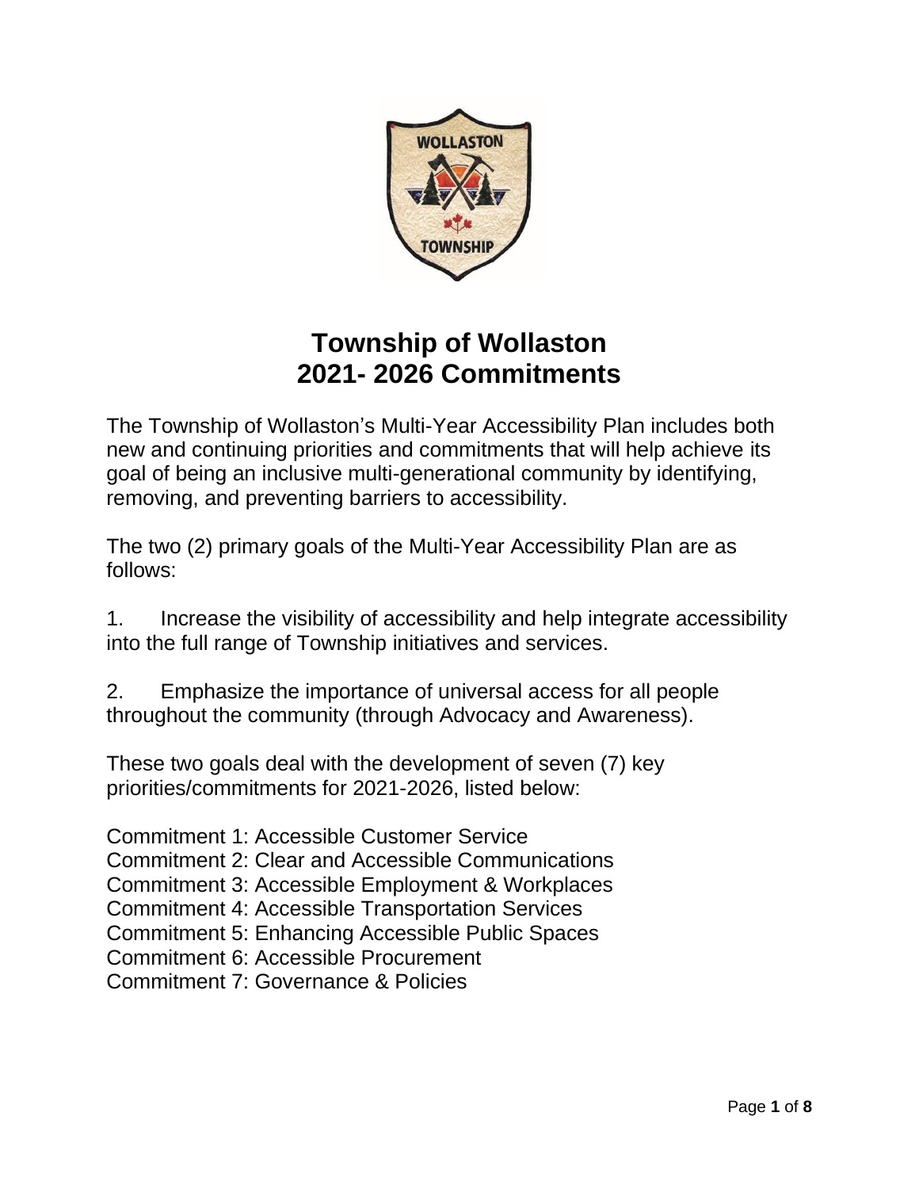# Township of Wollaston
# 2021- 2026 Commitments

The Township of Wollaston's Multi-Year Accessibility Plan includes both new and continuing priorities and commitments that will help achieve its goal of being an inclusive multi-generational community by identifying, removing, and preventing barriers to accessibility.

The two (2) primary goals of the Multi-Year Accessibility Plan are as follows:

1. Increase the visibility of accessibility and help integrate accessibility into the full range of Township initiatives and services.

2. Emphasize the importance of universal access for all people throughout the community (through Advocacy and Awareness).

These two goals deal with the development of seven (7) key priorities/commitments for 2021-2026, listed below:

Commitment 1: Accessible Customer Service
Commitment 2: Clear and Accessible Communications
Commitment 3: Accessible Employment & Workplaces
Commitment 4: Accessible Transportation Services
Commitment 5: Enhancing Accessible Public Spaces
Commitment 6: Accessible Procurement
Commitment 7: Governance & Policies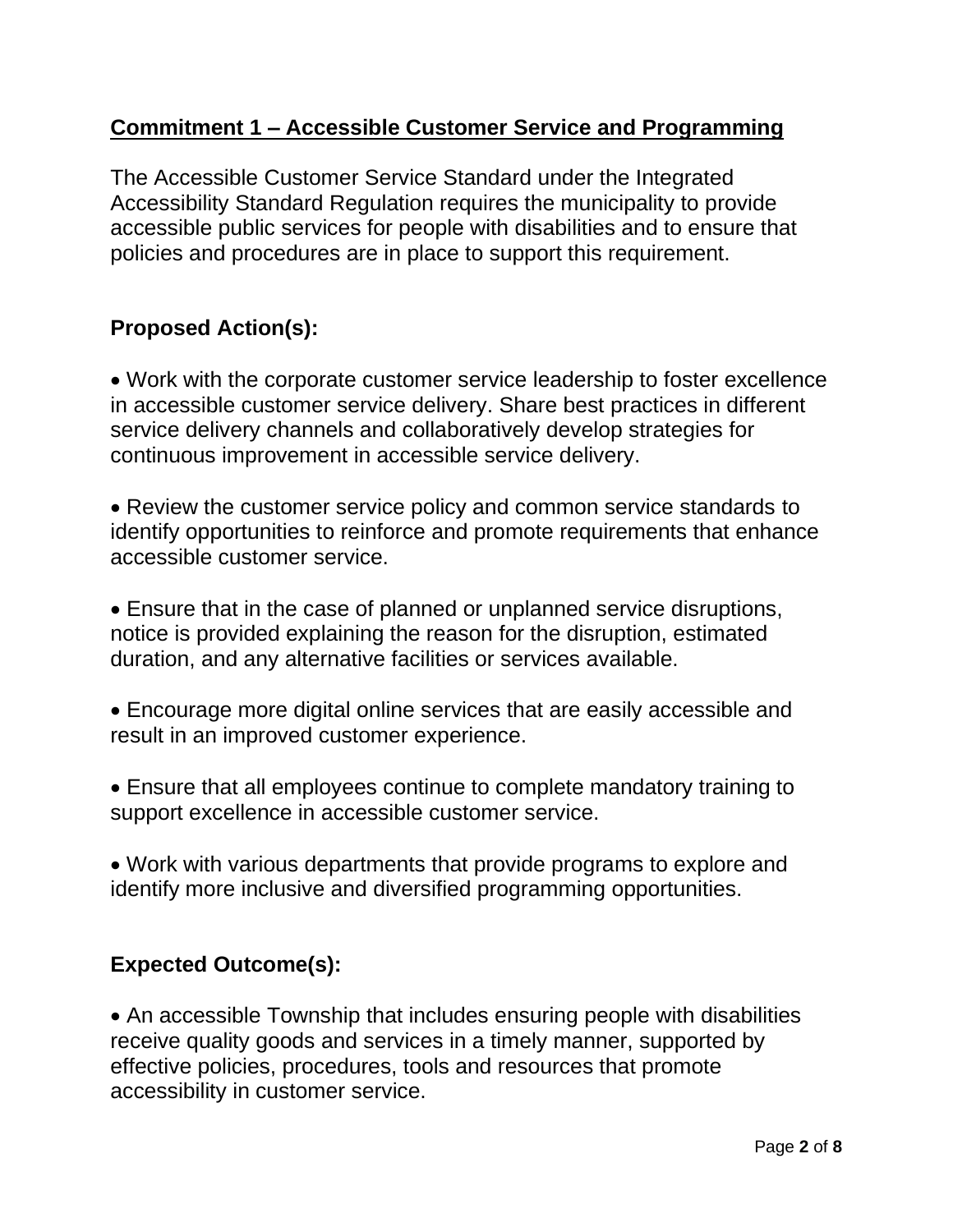## Commitment 1 – Accessible Customer Service and Programming

The Accessible Customer Service Standard under the Integrated Accessibility Standard Regulation requires the municipality to provide accessible public services for people with disabilities and to ensure that policies and procedures are in place to support this requirement.

### Proposed Action(s):

- Work with the corporate customer service leadership to foster excellence in accessible customer service delivery. Share best practices in different service delivery channels and collaboratively develop strategies for continuous improvement in accessible service delivery.

- Review the customer service policy and common service standards to identify opportunities to reinforce and promote requirements that enhance accessible customer service.

- Ensure that in the case of planned or unplanned service disruptions, notice is provided explaining the reason for the disruption, estimated duration, and any alternative facilities or services available.

- Encourage more digital online services that are easily accessible and result in an improved customer experience.

- Ensure that all employees continue to complete mandatory training to support excellence in accessible customer service.

- Work with various departments that provide programs to explore and identify more inclusive and diversified programming opportunities.

### Expected Outcome(s):

- An accessible Township that includes ensuring people with disabilities receive quality goods and services in a timely manner, supported by effective policies, procedures, tools and resources that promote accessibility in customer service.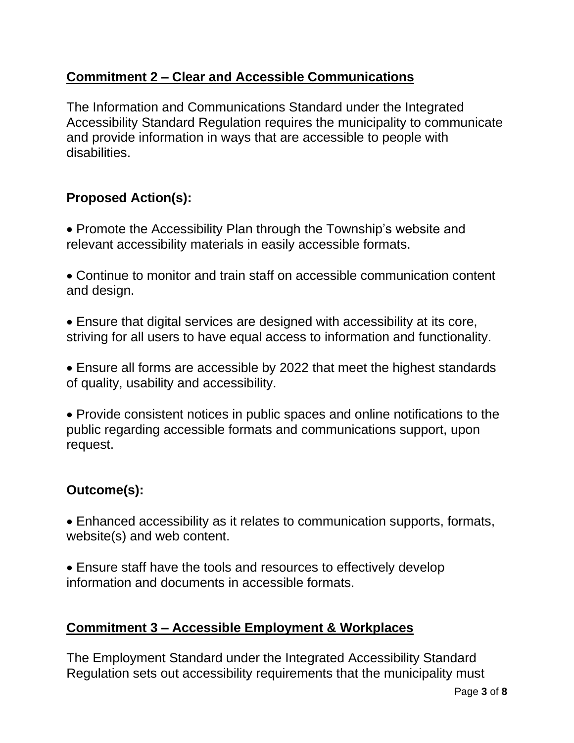## Commitment 2 – Clear and Accessible Communications

The Information and Communications Standard under the Integrated Accessibility Standard Regulation requires the municipality to communicate and provide information in ways that are accessible to people with disabilities.

### Proposed Action(s):

- Promote the Accessibility Plan through the Township's website and relevant accessibility materials in easily accessible formats.
- Continue to monitor and train staff on accessible communication content and design.
- Ensure that digital services are designed with accessibility at its core, striving for all users to have equal access to information and functionality.
- Ensure all forms are accessible by 2022 that meet the highest standards of quality, usability and accessibility.
- Provide consistent notices in public spaces and online notifications to the public regarding accessible formats and communications support, upon request.

### Outcome(s):

- Enhanced accessibility as it relates to communication supports, formats, website(s) and web content.
- Ensure staff have the tools and resources to effectively develop information and documents in accessible formats.

## Commitment 3 – Accessible Employment & Workplaces

The Employment Standard under the Integrated Accessibility Standard Regulation sets out accessibility requirements that the municipality must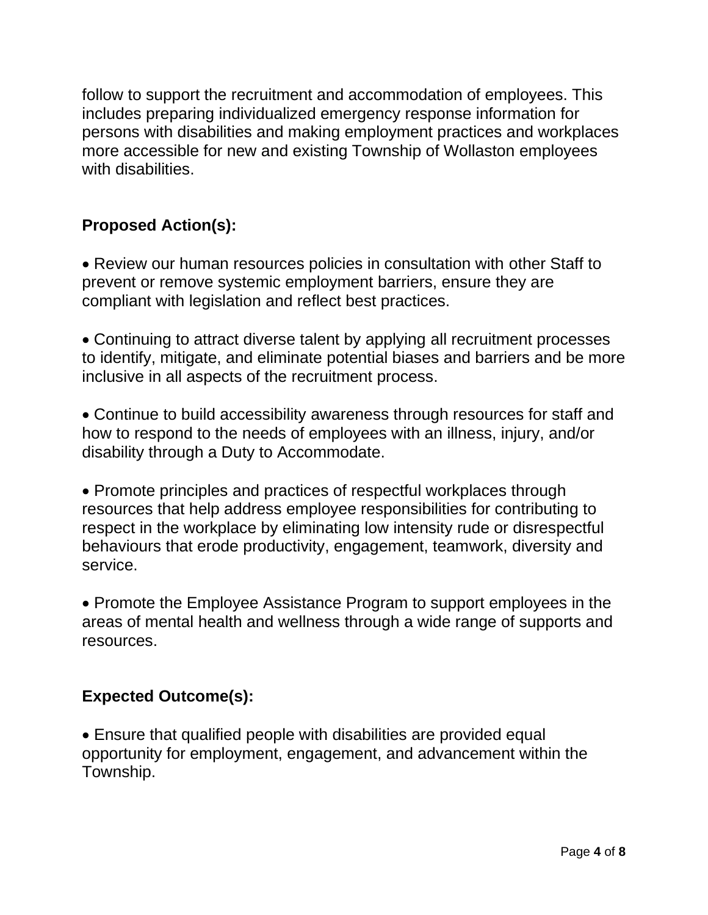follow to support the recruitment and accommodation of employees. This includes preparing individualized emergency response information for persons with disabilities and making employment practices and workplaces more accessible for new and existing Township of Wollaston employees with disabilities.

**Proposed Action(s):**

- Review our human resources policies in consultation with other Staff to prevent or remove systemic employment barriers, ensure they are compliant with legislation and reflect best practices.

- Continuing to attract diverse talent by applying all recruitment processes to identify, mitigate, and eliminate potential biases and barriers and be more inclusive in all aspects of the recruitment process.

- Continue to build accessibility awareness through resources for staff and how to respond to the needs of employees with an illness, injury, and/or disability through a Duty to Accommodate.

- Promote principles and practices of respectful workplaces through resources that help address employee responsibilities for contributing to respect in the workplace by eliminating low intensity rude or disrespectful behaviours that erode productivity, engagement, teamwork, diversity and service.

- Promote the Employee Assistance Program to support employees in the areas of mental health and wellness through a wide range of supports and resources.

**Expected Outcome(s):**

- Ensure that qualified people with disabilities are provided equal opportunity for employment, engagement, and advancement within the Township.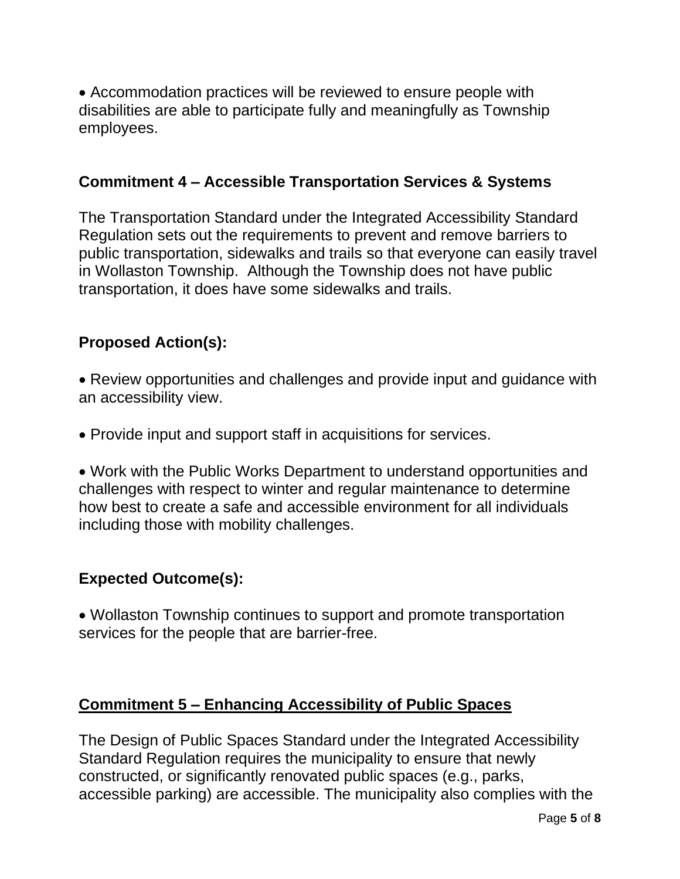- Accommodation practices will be reviewed to ensure people with disabilities are able to participate fully and meaningfully as Township employees.

## Commitment 4 – Accessible Transportation Services & Systems

The Transportation Standard under the Integrated Accessibility Standard Regulation sets out the requirements to prevent and remove barriers to public transportation, sidewalks and trails so that everyone can easily travel in Wollaston Township. Although the Township does not have public transportation, it does have some sidewalks and trails.

### Proposed Action(s):

- Review opportunities and challenges and provide input and guidance with an accessibility view.

- Provide input and support staff in acquisitions for services.

- Work with the Public Works Department to understand opportunities and challenges with respect to winter and regular maintenance to determine how best to create a safe and accessible environment for all individuals including those with mobility challenges.

### Expected Outcome(s):

- Wollaston Township continues to support and promote transportation services for the people that are barrier-free.

## <u>Commitment 5 – Enhancing Accessibility of Public Spaces</u>

The Design of Public Spaces Standard under the Integrated Accessibility Standard Regulation requires the municipality to ensure that newly constructed, or significantly renovated public spaces (e.g., parks, accessible parking) are accessible. The municipality also complies with the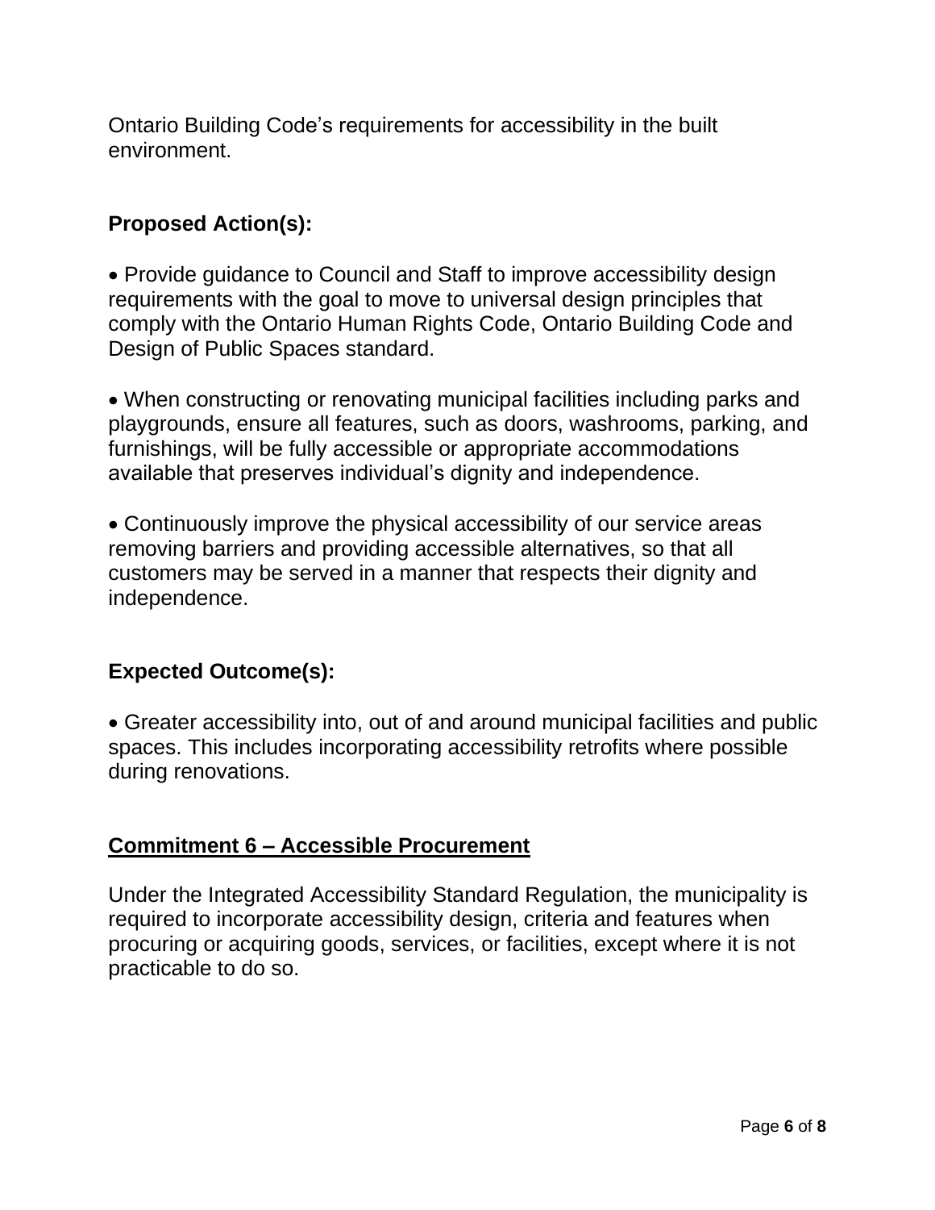Ontario Building Code's requirements for accessibility in the built environment.

**Proposed Action(s):**

- Provide guidance to Council and Staff to improve accessibility design requirements with the goal to move to universal design principles that comply with the Ontario Human Rights Code, Ontario Building Code and Design of Public Spaces standard.

- When constructing or renovating municipal facilities including parks and playgrounds, ensure all features, such as doors, washrooms, parking, and furnishings, will be fully accessible or appropriate accommodations available that preserves individual's dignity and independence.

- Continuously improve the physical accessibility of our service areas removing barriers and providing accessible alternatives, so that all customers may be served in a manner that respects their dignity and independence.

**Expected Outcome(s):**

- Greater accessibility into, out of and around municipal facilities and public spaces. This includes incorporating accessibility retrofits where possible during renovations.

## <u>Commitment 6 – Accessible Procurement</u>

Under the Integrated Accessibility Standard Regulation, the municipality is required to incorporate accessibility design, criteria and features when procuring or acquiring goods, services, or facilities, except where it is not practicable to do so.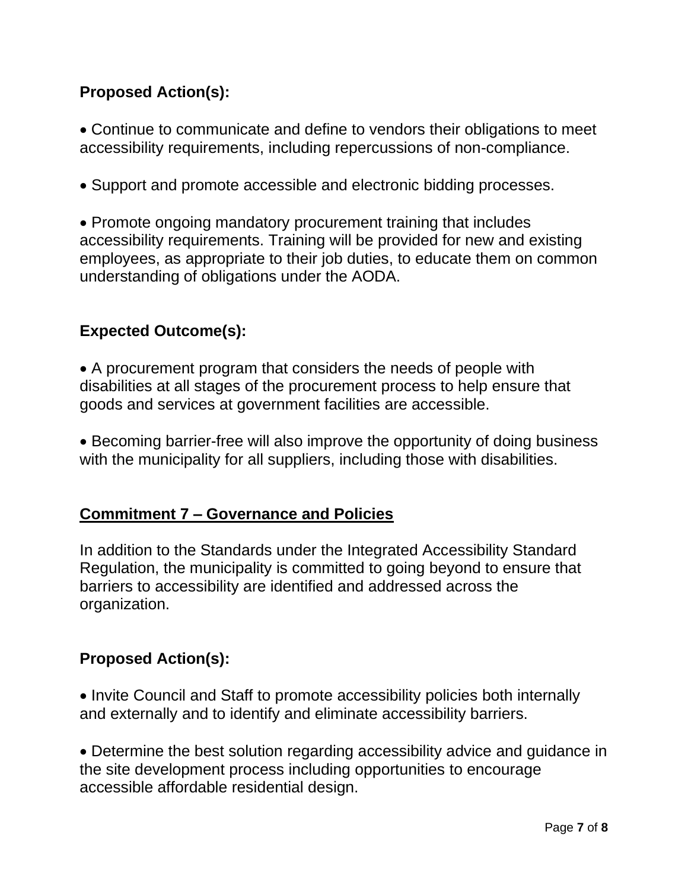**Proposed Action(s):**

- Continue to communicate and define to vendors their obligations to meet accessibility requirements, including repercussions of non-compliance.
- Support and promote accessible and electronic bidding processes.
- Promote ongoing mandatory procurement training that includes accessibility requirements. Training will be provided for new and existing employees, as appropriate to their job duties, to educate them on common understanding of obligations under the AODA.

**Expected Outcome(s):**

- A procurement program that considers the needs of people with disabilities at all stages of the procurement process to help ensure that goods and services at government facilities are accessible.
- Becoming barrier-free will also improve the opportunity of doing business with the municipality for all suppliers, including those with disabilities.

## Commitment 7 – Governance and Policies

In addition to the Standards under the Integrated Accessibility Standard Regulation, the municipality is committed to going beyond to ensure that barriers to accessibility are identified and addressed across the organization.

**Proposed Action(s):**

- Invite Council and Staff to promote accessibility policies both internally and externally and to identify and eliminate accessibility barriers.
- Determine the best solution regarding accessibility advice and guidance in the site development process including opportunities to encourage accessible affordable residential design.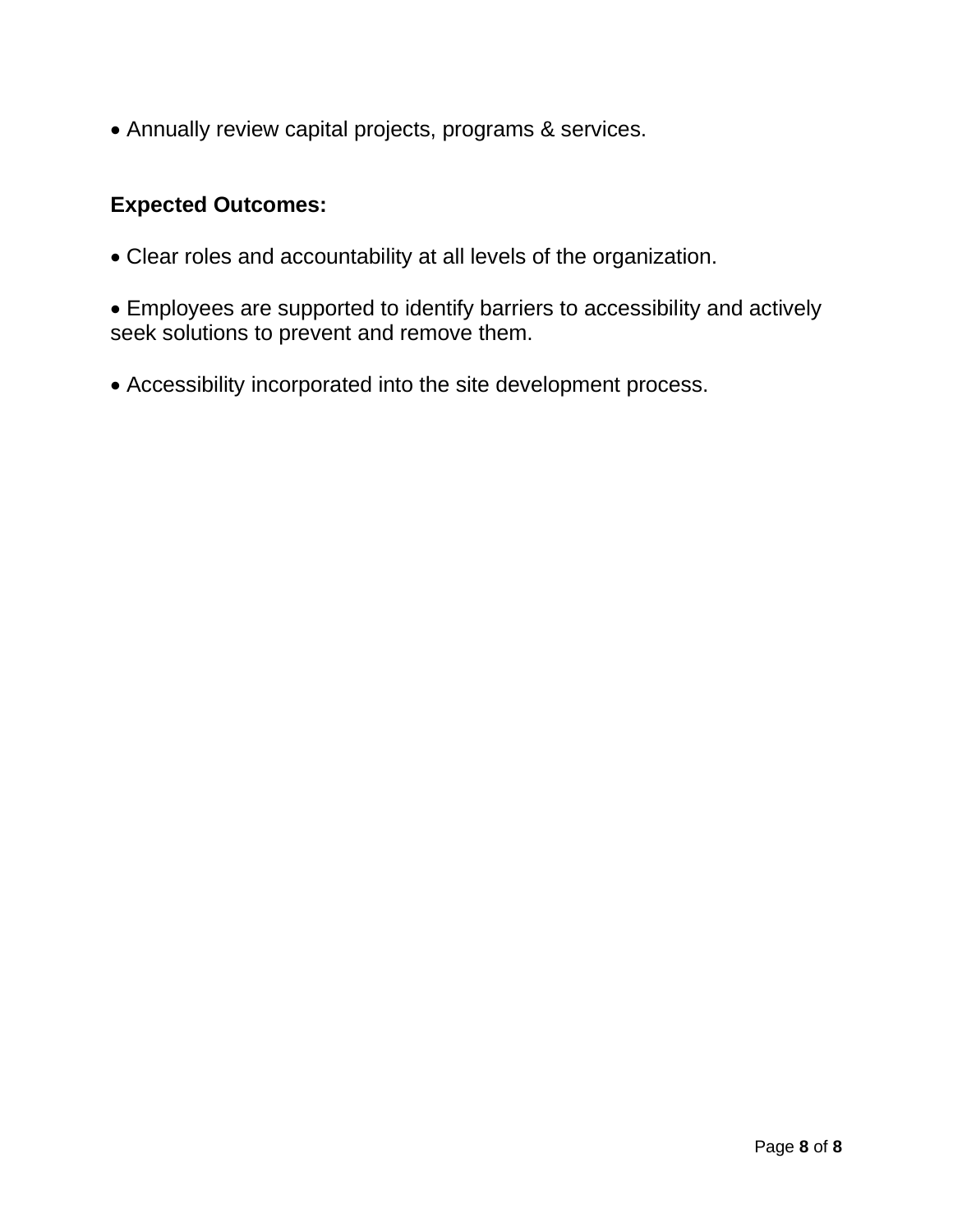- Annually review capital projects, programs & services.

**Expected Outcomes:**

- Clear roles and accountability at all levels of the organization.

- Employees are supported to identify barriers to accessibility and actively seek solutions to prevent and remove them.

- Accessibility incorporated into the site development process.